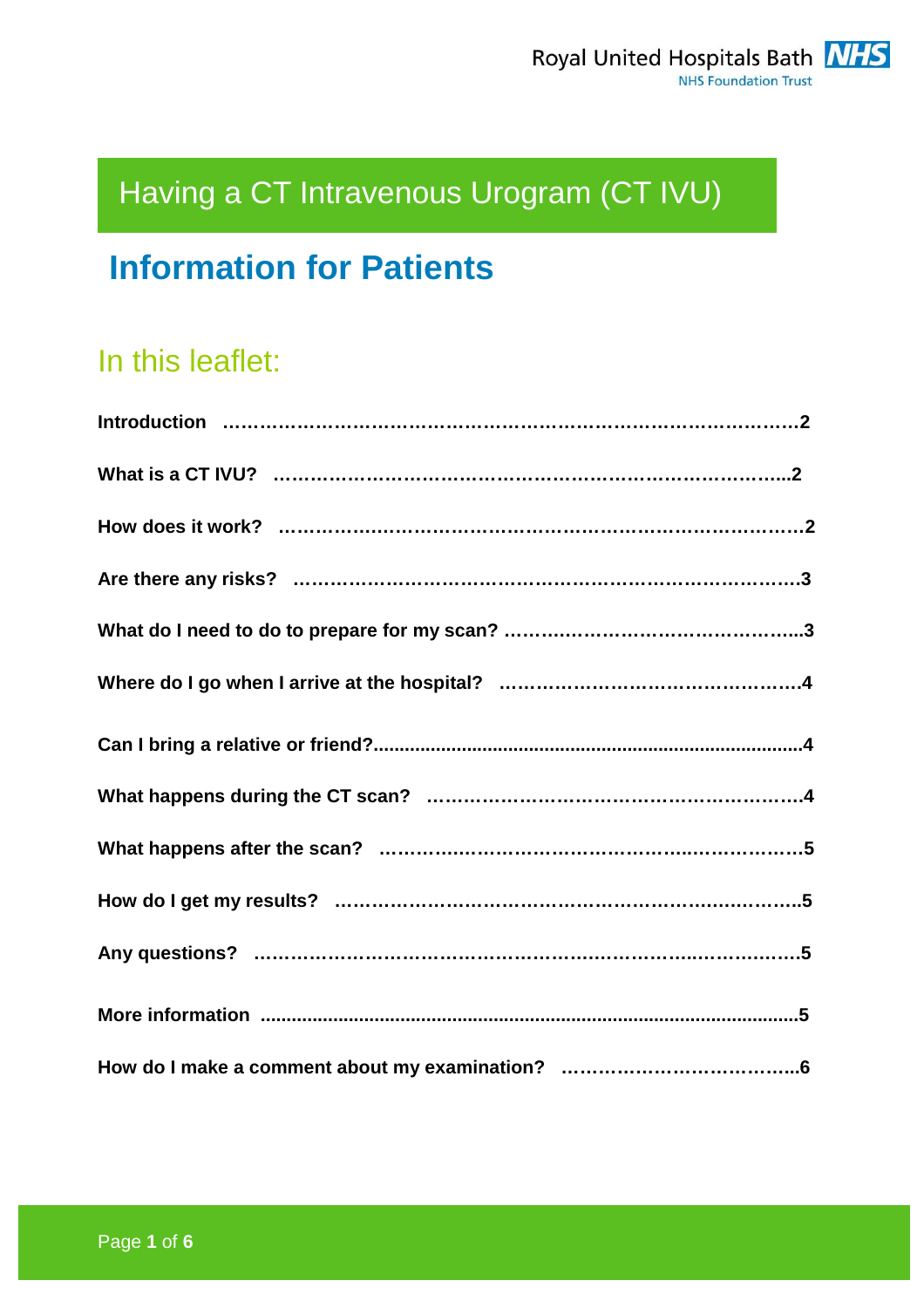Royal United Hospitals Bath NHS Foundation Trust

# Having a CT Intravenous Urogram (CT IVU)

## Information for Patients

### In this leaflet:

| Section | Page |
| --- | --- |
| **Introduction** | **2** |
| **What is a CT IVU?** | **2** |
| **How does it work?** | **2** |
| **Are there any risks?** | **3** |
| **What do I need to do to prepare for my scan?** | **3** |
| **Where do I go when I arrive at the hospital?** | **4** |
| **Can I bring a relative or friend?** | **4** |
| **What happens during the CT scan?** | **4** |
| **What happens after the scan?** | **5** |
| **How do I get my results?** | **5** |
| **Any questions?** | **5** |
| **More information** | **5** |
| **How do I make a comment about my examination?** | **6** |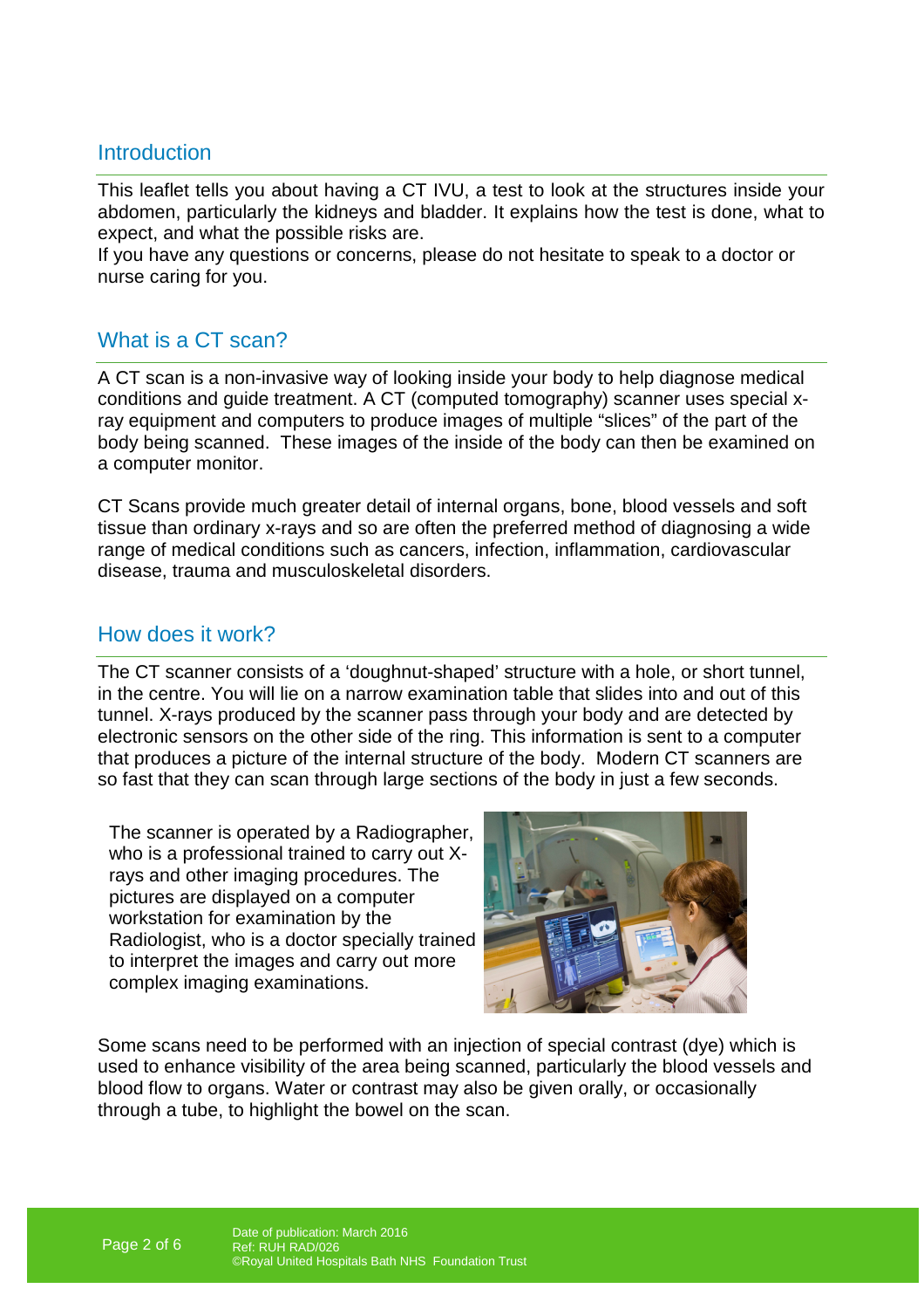## Introduction

This leaflet tells you about having a CT IVU, a test to look at the structures inside your abdomen, particularly the kidneys and bladder. It explains how the test is done, what to expect, and what the possible risks are.
If you have any questions or concerns, please do not hesitate to speak to a doctor or nurse caring for you.

## What is a CT scan?

A CT scan is a non-invasive way of looking inside your body to help diagnose medical conditions and guide treatment. A CT (computed tomography) scanner uses special x-ray equipment and computers to produce images of multiple “slices” of the part of the body being scanned. These images of the inside of the body can then be examined on a computer monitor.

CT Scans provide much greater detail of internal organs, bone, blood vessels and soft tissue than ordinary x-rays and so are often the preferred method of diagnosing a wide range of medical conditions such as cancers, infection, inflammation, cardiovascular disease, trauma and musculoskeletal disorders.

## How does it work?

The CT scanner consists of a ‘doughnut-shaped’ structure with a hole, or short tunnel, in the centre. You will lie on a narrow examination table that slides into and out of this tunnel. X-rays produced by the scanner pass through your body and are detected by electronic sensors on the other side of the ring. This information is sent to a computer that produces a picture of the internal structure of the body. Modern CT scanners are so fast that they can scan through large sections of the body in just a few seconds.

The scanner is operated by a Radiographer, who is a professional trained to carry out X-rays and other imaging procedures. The pictures are displayed on a computer workstation for examination by the Radiologist, who is a doctor specially trained to interpret the images and carry out more complex imaging examinations.

Some scans need to be performed with an injection of special contrast (dye) which is used to enhance visibility of the area being scanned, particularly the blood vessels and blood flow to organs. Water or contrast may also be given orally, or occasionally through a tube, to highlight the bowel on the scan.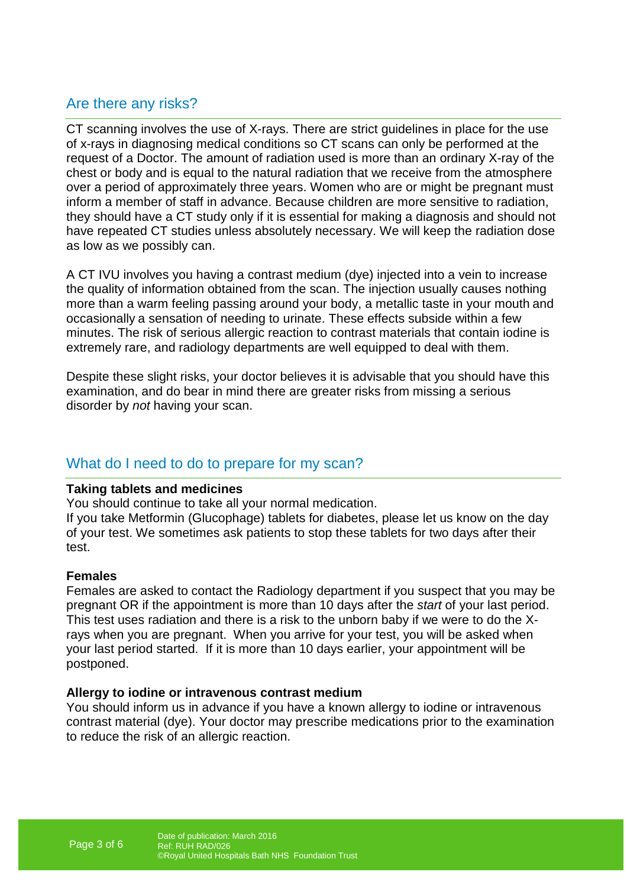## Are there any risks?

CT scanning involves the use of X-rays. There are strict guidelines in place for the use of x-rays in diagnosing medical conditions so CT scans can only be performed at the request of a Doctor. The amount of radiation used is more than an ordinary X-ray of the chest or body and is equal to the natural radiation that we receive from the atmosphere over a period of approximately three years. Women who are or might be pregnant must inform a member of staff in advance. Because children are more sensitive to radiation, they should have a CT study only if it is essential for making a diagnosis and should not have repeated CT studies unless absolutely necessary. We will keep the radiation dose as low as we possibly can.

A CT IVU involves you having a contrast medium (dye) injected into a vein to increase the quality of information obtained from the scan. The injection usually causes nothing more than a warm feeling passing around your body, a metallic taste in your mouth and occasionally a sensation of needing to urinate. These effects subside within a few minutes. The risk of serious allergic reaction to contrast materials that contain iodine is extremely rare, and radiology departments are well equipped to deal with them.

Despite these slight risks, your doctor believes it is advisable that you should have this examination, and do bear in mind there are greater risks from missing a serious disorder by *not* having your scan.

## What do I need to do to prepare for my scan?

**Taking tablets and medicines**

You should continue to take all your normal medication.

If you take Metformin (Glucophage) tablets for diabetes, please let us know on the day of your test. We sometimes ask patients to stop these tablets for two days after their test.

**Females**

Females are asked to contact the Radiology department if you suspect that you may be pregnant OR if the appointment is more than 10 days after the *start* of your last period. This test uses radiation and there is a risk to the unborn baby if we were to do the X-rays when you are pregnant. When you arrive for your test, you will be asked when your last period started. If it is more than 10 days earlier, your appointment will be postponed.

**Allergy to iodine or intravenous contrast medium**

You should inform us in advance if you have a known allergy to iodine or intravenous contrast material (dye). Your doctor may prescribe medications prior to the examination to reduce the risk of an allergic reaction.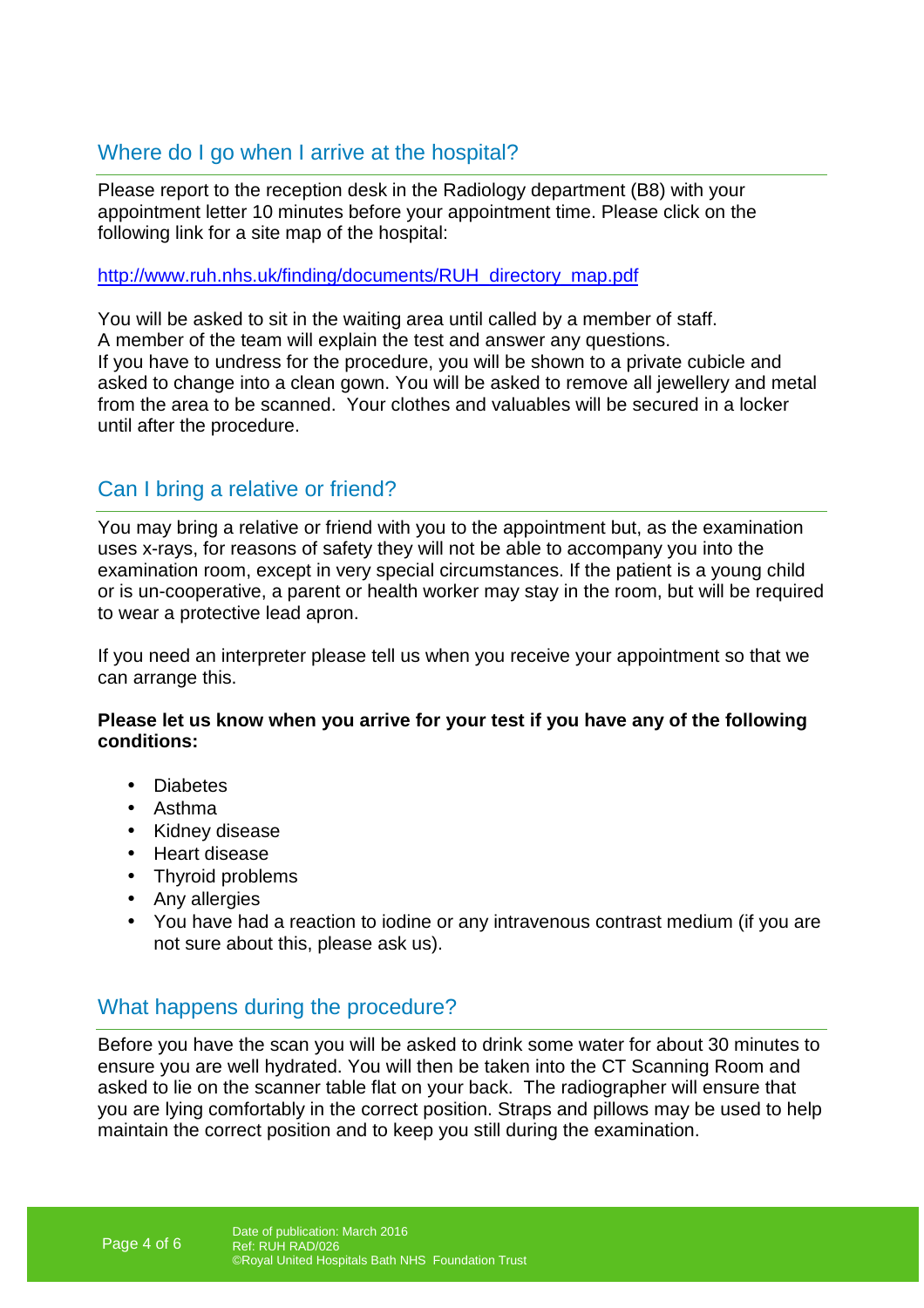## Where do I go when I arrive at the hospital?

Please report to the reception desk in the Radiology department (B8) with your appointment letter 10 minutes before your appointment time. Please click on the following link for a site map of the hospital:

http://www.ruh.nhs.uk/finding/documents/RUH_directory_map.pdf

You will be asked to sit in the waiting area until called by a member of staff.
A member of the team will explain the test and answer any questions.
If you have to undress for the procedure, you will be shown to a private cubicle and asked to change into a clean gown. You will be asked to remove all jewellery and metal from the area to be scanned. Your clothes and valuables will be secured in a locker until after the procedure.

## Can I bring a relative or friend?

You may bring a relative or friend with you to the appointment but, as the examination uses x-rays, for reasons of safety they will not be able to accompany you into the examination room, except in very special circumstances. If the patient is a young child or is un-cooperative, a parent or health worker may stay in the room, but will be required to wear a protective lead apron.

If you need an interpreter please tell us when you receive your appointment so that we can arrange this.

**Please let us know when you arrive for your test if you have any of the following conditions:**

- Diabetes
- Asthma
- Kidney disease
- Heart disease
- Thyroid problems
- Any allergies
- You have had a reaction to iodine or any intravenous contrast medium (if you are not sure about this, please ask us).

## What happens during the procedure?

Before you have the scan you will be asked to drink some water for about 30 minutes to ensure you are well hydrated. You will then be taken into the CT Scanning Room and asked to lie on the scanner table flat on your back. The radiographer will ensure that you are lying comfortably in the correct position. Straps and pillows may be used to help maintain the correct position and to keep you still during the examination.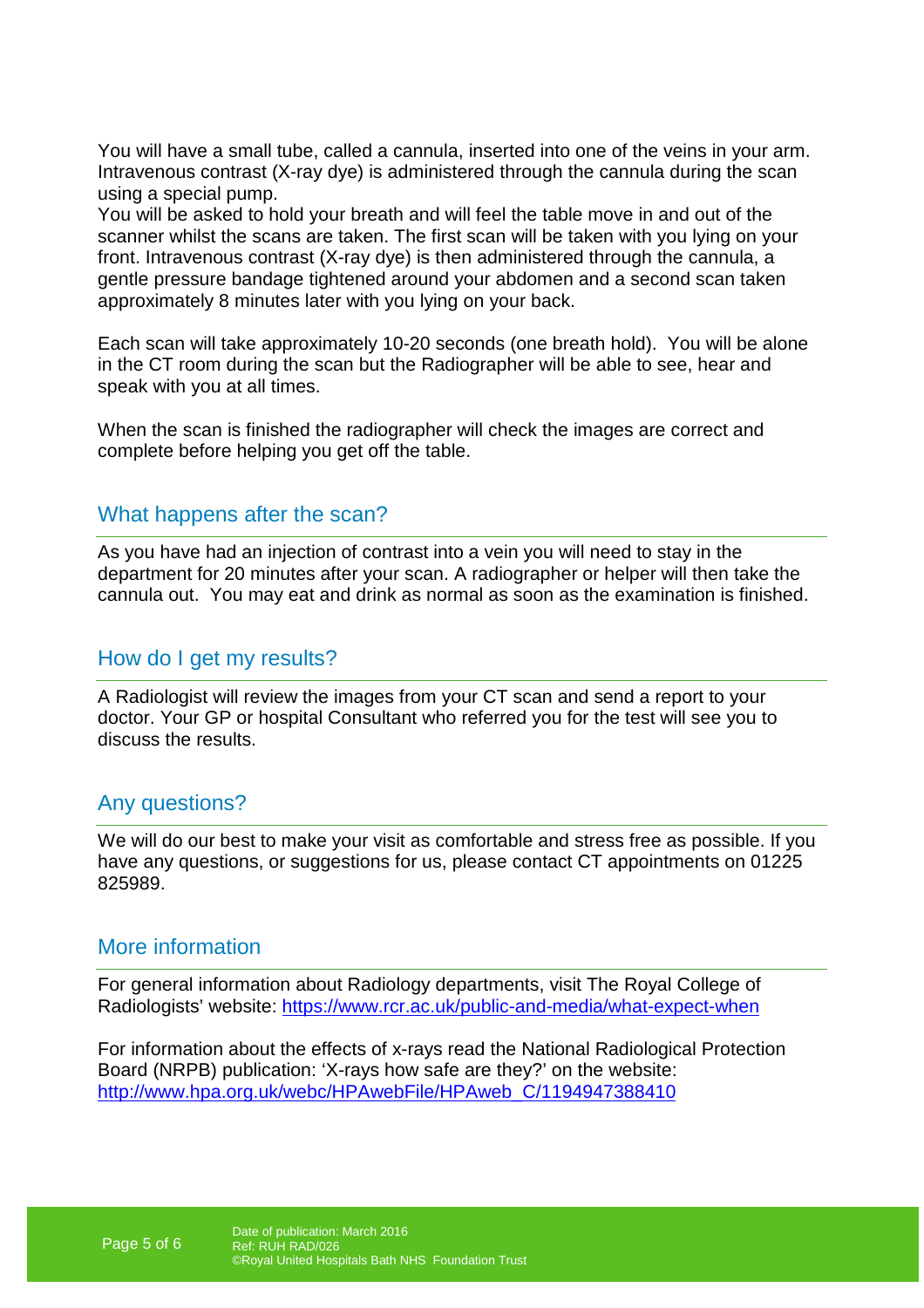You will have a small tube, called a cannula, inserted into one of the veins in your arm. Intravenous contrast (X-ray dye) is administered through the cannula during the scan using a special pump.
You will be asked to hold your breath and will feel the table move in and out of the scanner whilst the scans are taken. The first scan will be taken with you lying on your front. Intravenous contrast (X-ray dye) is then administered through the cannula, a gentle pressure bandage tightened around your abdomen and a second scan taken approximately 8 minutes later with you lying on your back.

Each scan will take approximately 10-20 seconds (one breath hold). You will be alone in the CT room during the scan but the Radiographer will be able to see, hear and speak with you at all times.

When the scan is finished the radiographer will check the images are correct and complete before helping you get off the table.

## What happens after the scan?

As you have had an injection of contrast into a vein you will need to stay in the department for 20 minutes after your scan. A radiographer or helper will then take the cannula out. You may eat and drink as normal as soon as the examination is finished.

## How do I get my results?

A Radiologist will review the images from your CT scan and send a report to your doctor. Your GP or hospital Consultant who referred you for the test will see you to discuss the results.

## Any questions?

We will do our best to make your visit as comfortable and stress free as possible. If you have any questions, or suggestions for us, please contact CT appointments on 01225 825989.

## More information

For general information about Radiology departments, visit The Royal College of Radiologists' website: https://www.rcr.ac.uk/public-and-media/what-expect-when

For information about the effects of x-rays read the National Radiological Protection Board (NRPB) publication: 'X-rays how safe are they?' on the website: http://www.hpa.org.uk/webc/HPAwebFile/HPAweb_C/1194947388410

Date of publication: March 2016
Ref: RUH RAD/026
©Royal United Hospitals Bath NHS Foundation Trust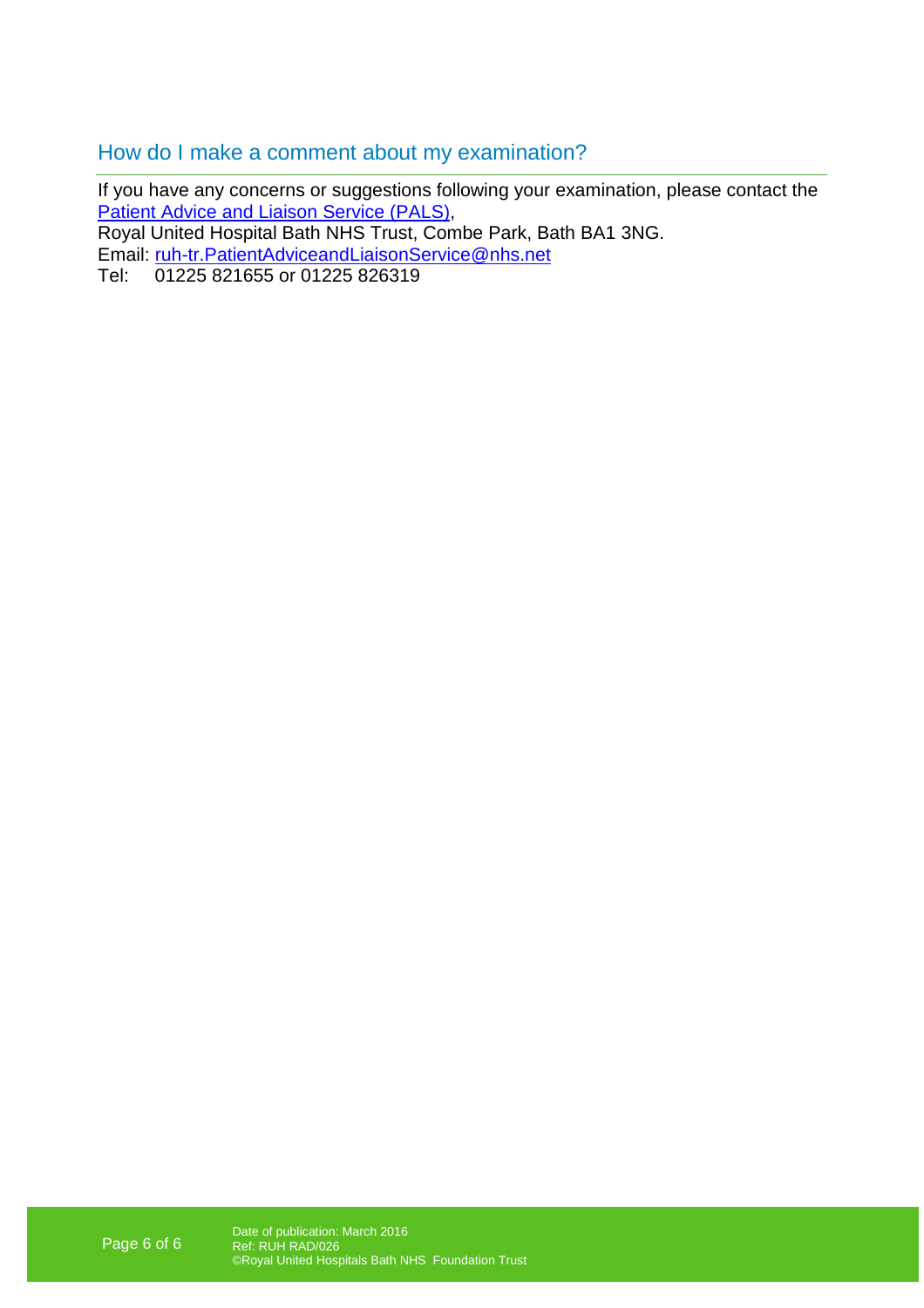## How do I make a comment about my examination?

If you have any concerns or suggestions following your examination, please contact the Patient Advice and Liaison Service (PALS),
Royal United Hospital Bath NHS Trust, Combe Park, Bath BA1 3NG.
Email: ruh-tr.PatientAdviceandLiaisonService@nhs.net
Tel: 01225 821655 or 01225 826319

Date of publication: March 2016
Ref: RUH RAD/026
©Royal United Hospitals Bath NHS Foundation Trust